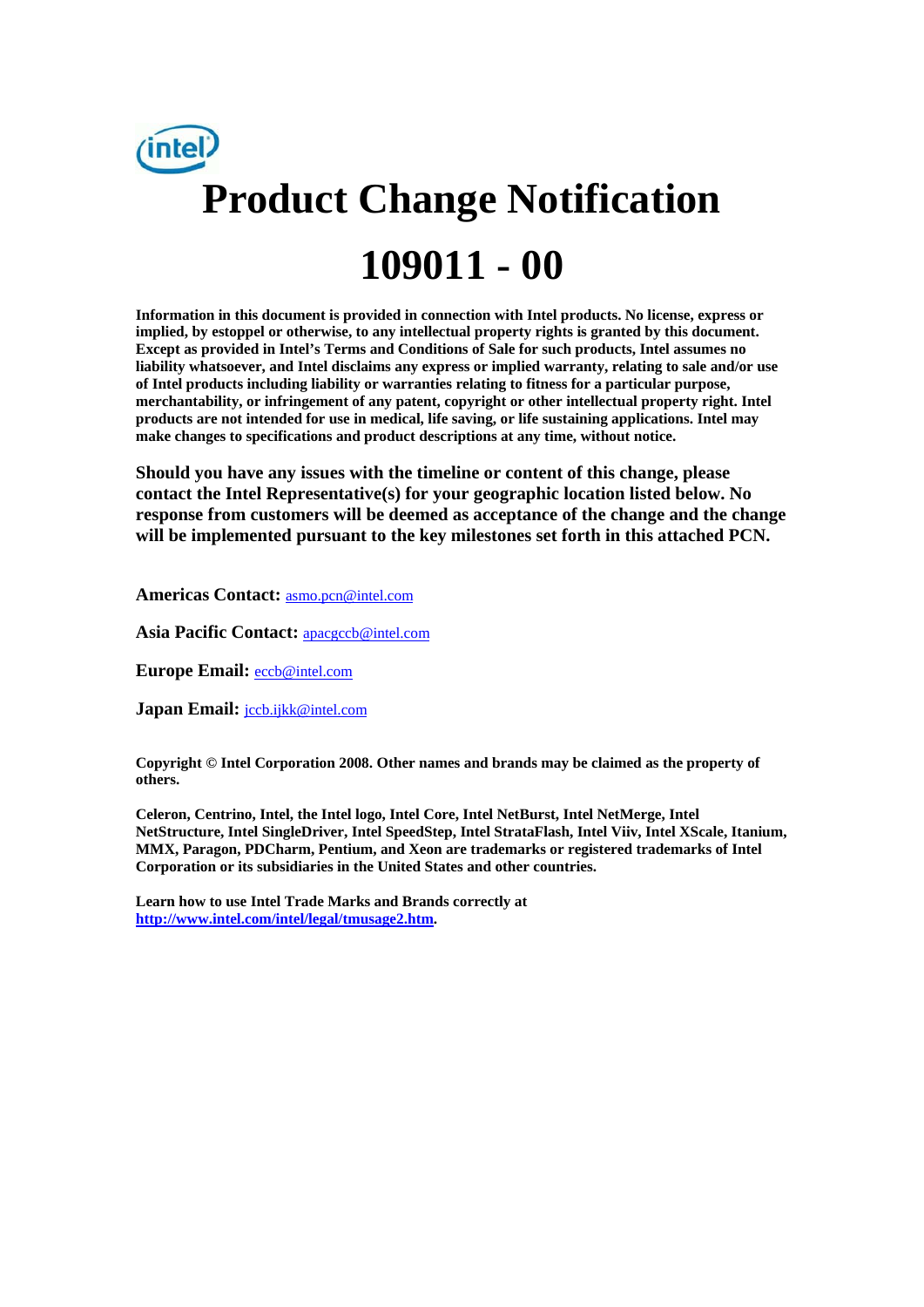# Product Change Notification

# 109011 - 00

**Information in this document is provided in connection with Intel products. No license, express or implied, by estoppel or otherwise, to any intellectual property rights is granted by this document. Except as provided in Intel's Terms and Conditions of Sale for such products, Intel assumes no liability whatsoever, and Intel disclaims any express or implied warranty, relating to sale and/or use of Intel products including liability or warranties relating to fitness for a particular purpose, merchantability, or infringement of any patent, copyright or other intellectual property right. Intel products are not intended for use in medical, life saving, or life sustaining applications. Intel may make changes to specifications and product descriptions at any time, without notice.**

**Should you have any issues with the timeline or content of this change, please contact the Intel Representative(s) for your geographic location listed below. No response from customers will be deemed as acceptance of the change and the change will be implemented pursuant to the key milestones set forth in this attached PCN.**

**Americas Contact:** asmo.pcn@intel.com

**Asia Pacific Contact:** apacgccb@intel.com

**Europe Email:** eccb@intel.com

**Japan Email:** jccb.ijkk@intel.com

**Copyright © Intel Corporation 2008. Other names and brands may be claimed as the property of others.**

**Celeron, Centrino, Intel, the Intel logo, Intel Core, Intel NetBurst, Intel NetMerge, Intel NetStructure, Intel SingleDriver, Intel SpeedStep, Intel StrataFlash, Intel Viiv, Intel XScale, Itanium, MMX, Paragon, PDCharm, Pentium, and Xeon are trademarks or registered trademarks of Intel Corporation or its subsidiaries in the United States and other countries.**

**Learn how to use Intel Trade Marks and Brands correctly at http://www.intel.com/intel/legal/tmusage2.htm.**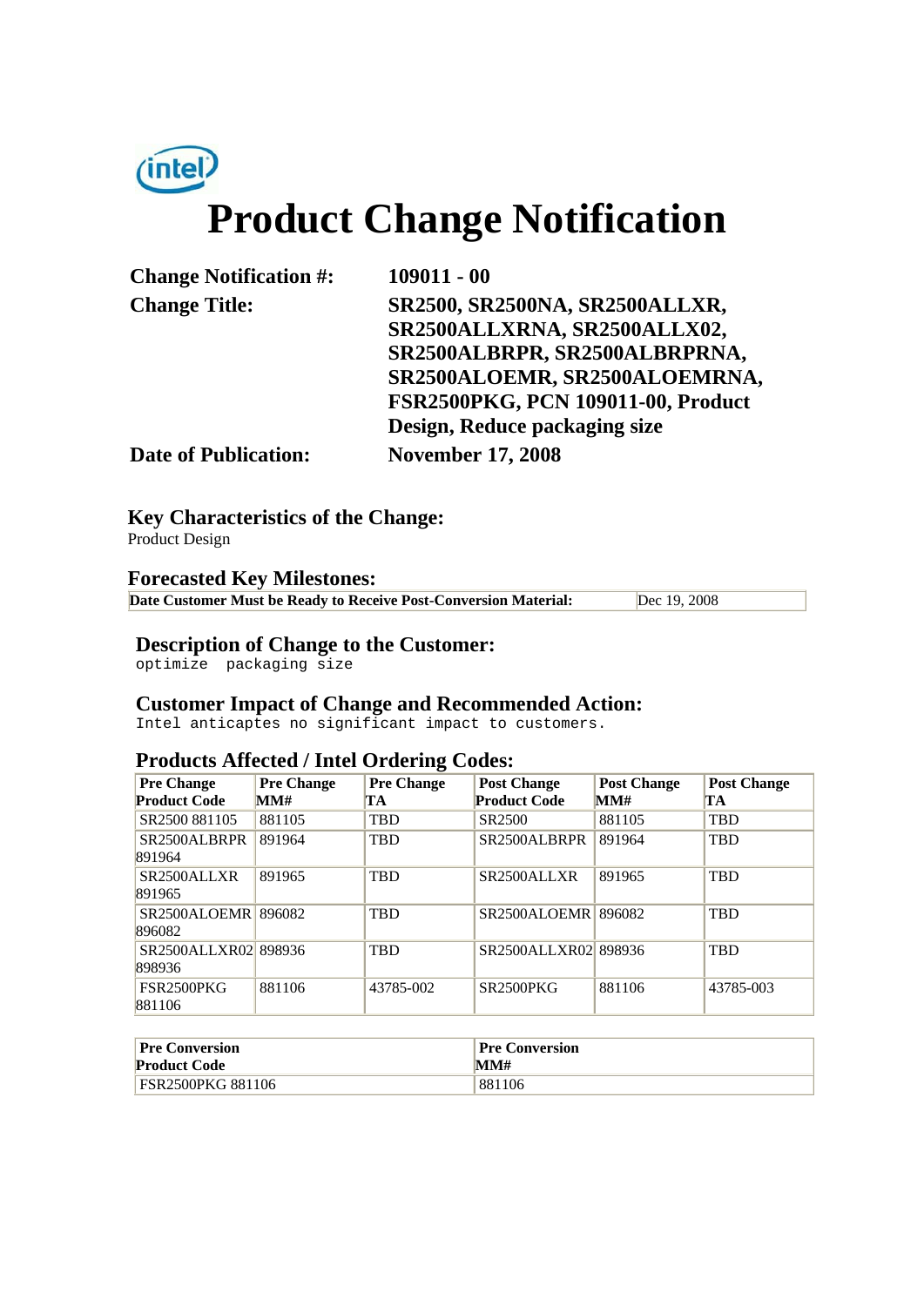intel

# Product Change Notification

| | |
|---|---|
| **Change Notification #:** | **109011 - 00** |
| **Change Title:** | **SR2500, SR2500NA, SR2500ALLXR, SR2500ALLXRNA, SR2500ALLX02, SR2500ALBRPR, SR2500ALBRPRNA, SR2500ALOEMR, SR2500ALOEMRNA, FSR2500PKG, PCN 109011-00, Product Design, Reduce packaging size** |
| **Date of Publication:** | **November 17, 2008** |

## Key Characteristics of the Change:

Product Design

## Forecasted Key Milestones:

| | |
|---|---|
| **Date Customer Must be Ready to Receive Post-Conversion Material:** | Dec 19, 2008 |

## Description of Change to the Customer:

optimize packaging size

## Customer Impact of Change and Recommended Action:

Intel anticaptes no significant impact to customers.

## Products Affected / Intel Ordering Codes:

| Pre Change Product Code | Pre Change MM# | Pre Change TA | Post Change Product Code | Post Change MM# | Post Change TA |
|---|---|---|---|---|---|
| SR2500 881105 | 881105 | TBD | SR2500 | 881105 | TBD |
| SR2500ALBRPR 891964 | 891964 | TBD | SR2500ALBRPR | 891964 | TBD |
| SR2500ALLXR 891965 | 891965 | TBD | SR2500ALLXR | 891965 | TBD |
| SR2500ALOEMR 896082 | 896082 | TBD | SR2500ALOEMR | 896082 | TBD |
| SR2500ALLXR02 898936 | 898936 | TBD | SR2500ALLXR02 | 898936 | TBD |
| FSR2500PKG 881106 | 881106 | 43785-002 | SR2500PKG | 881106 | 43785-003 |

| Pre Conversion Product Code | Pre Conversion MM# |
|---|---|
| FSR2500PKG 881106 | 881106 |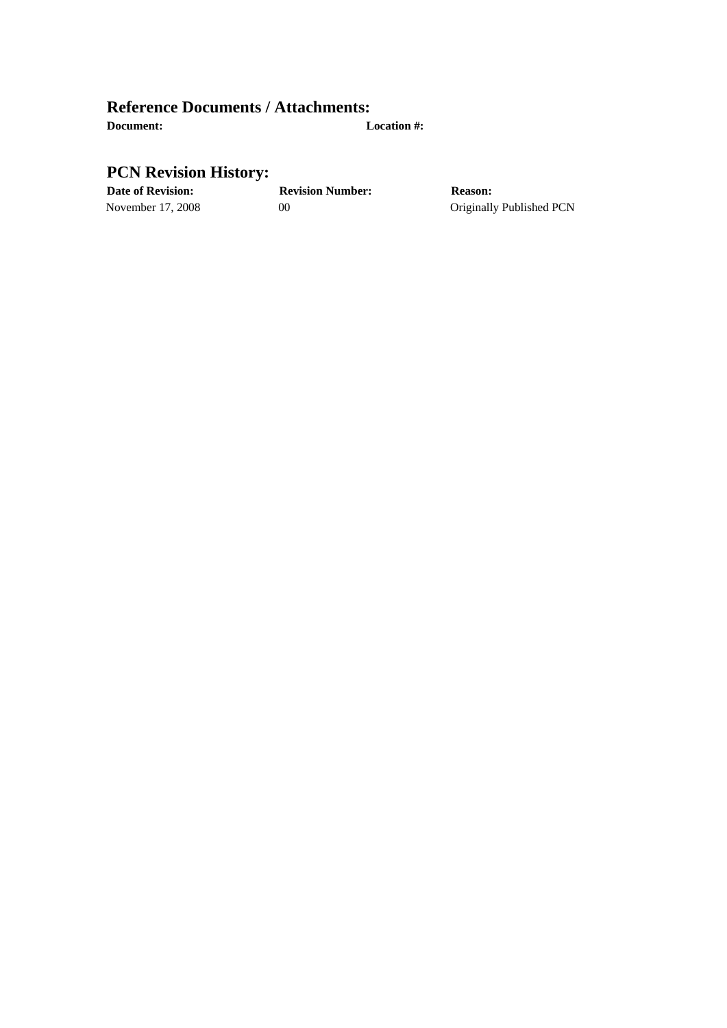## Reference Documents / Attachments:

| Document: | Location #: |
|---|---|

## PCN Revision History:

| Date of Revision: | Revision Number: | Reason: |
|---|---|---|
| November 17, 2008 | 00 | Originally Published PCN |